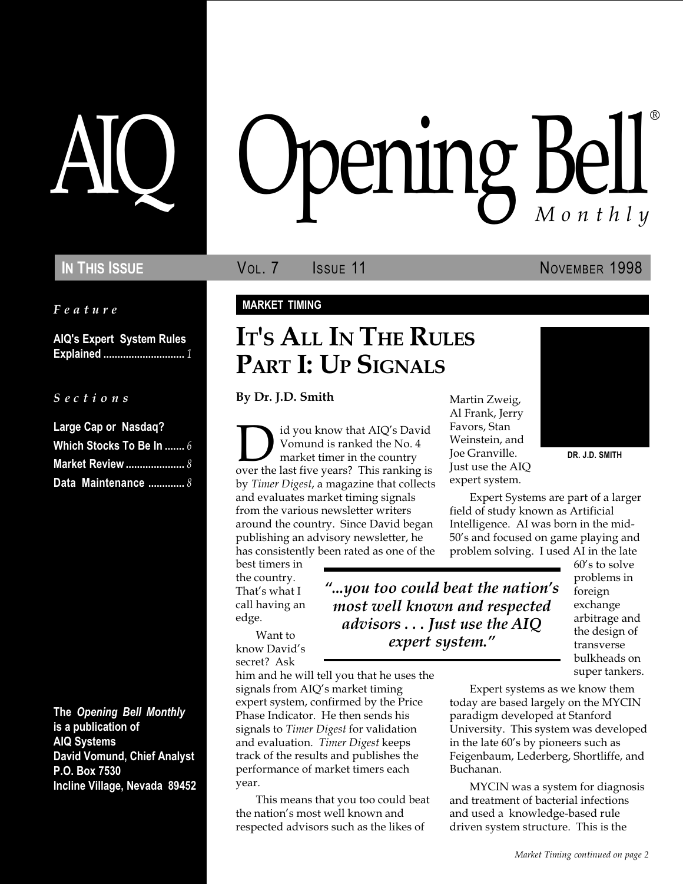# AIQ Opening Bell® Monthly

**In This Issue** | Vol. 7 Issue 11 | November 1998

*Feature*

**AIQ's Expert System Rules Explained** ............................ *1*

*Sections*

**Large Cap or Nasdaq?**
**Which Stocks To Be In** ....... *6*
**Market Review** ..................... *8*
**Data Maintenance** ............. *8*

**The *Opening Bell Monthly* is a publication of AIQ Systems**
**David Vomund, Chief Analyst**
**P.O. Box 7530**
**Incline Village, Nevada 89452**

**MARKET TIMING**

## It's All In The Rules Part I: Up Signals

**By Dr. J.D. Smith**

DR. J.D. SMITH

Did you know that AIQ's David Vomund is ranked the No. 4 market timer in the country over the last five years? This ranking is by *Timer Digest*, a magazine that collects and evaluates market timing signals from the various newsletter writers around the country. Since David began publishing an advisory newsletter, he has consistently been rated as one of the best timers in the country. That's what I call having an edge.

Want to know David's secret? Ask him and he will tell you that he uses the signals from AIQ's market timing expert system, confirmed by the Price Phase Indicator. He then sends his signals to *Timer Digest* for validation and evaluation. *Timer Digest* keeps track of the results and publishes the performance of market timers each year.

This means that you too could beat the nation's most well known and respected advisors such as the likes of Martin Zweig, Al Frank, Jerry Favors, Stan Weinstein, and Joe Granville. Just use the AIQ expert system.

> *"...you too could beat the nation's most well known and respected advisors . . . Just use the AIQ expert system."*

Expert Systems are part of a larger field of study known as Artificial Intelligence. AI was born in the mid-50's and focused on game playing and problem solving. I used AI in the late 60's to solve problems in foreign exchange arbitrage and the design of transverse bulkheads on super tankers.

Expert systems as we know them today are based largely on the MYCIN paradigm developed at Stanford University. This system was developed in the late 60's by pioneers such as Feigenbaum, Lederberg, Shortliffe, and Buchanan.

MYCIN was a system for diagnosis and treatment of bacterial infections and used a knowledge-based rule driven system structure. This is the

*Market Timing continued on page 2*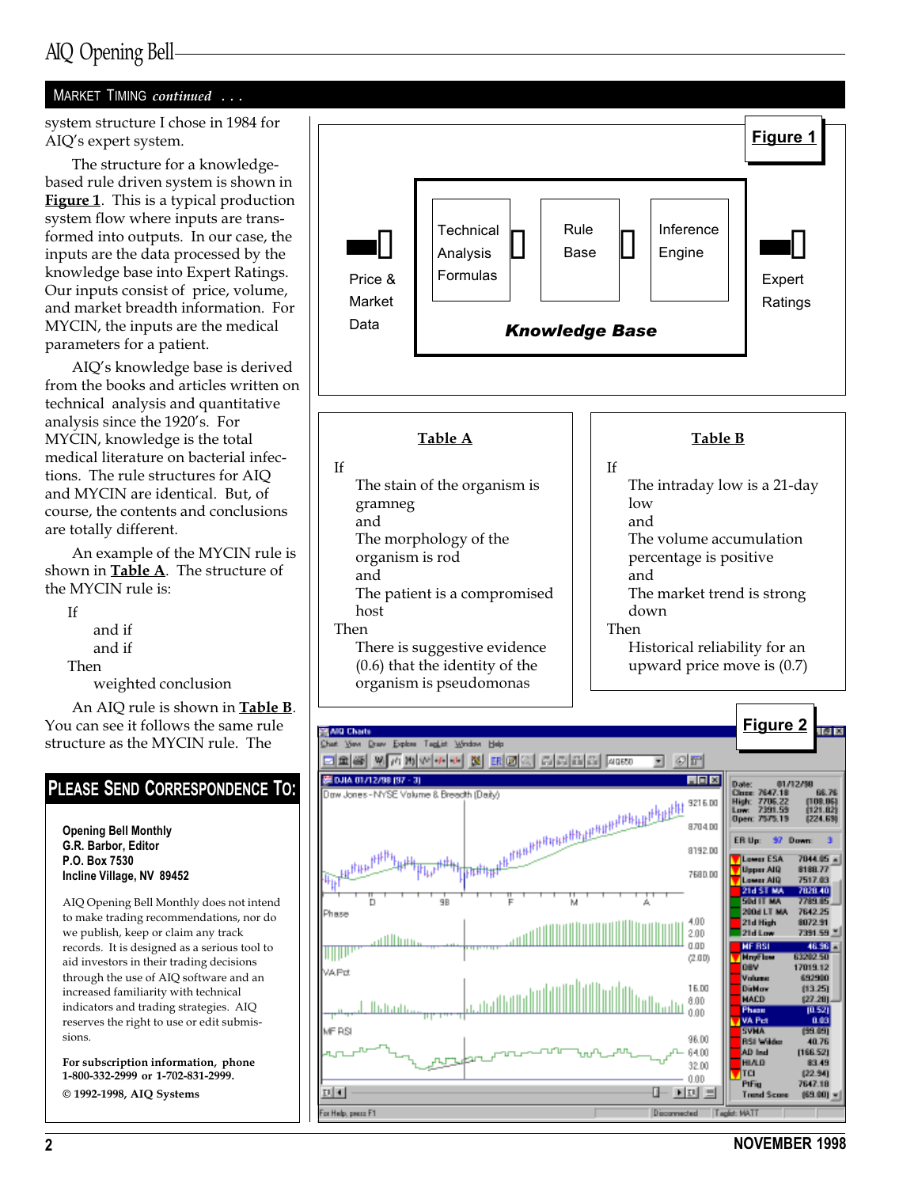## MARKET TIMING *continued . . .*

system structure I chose in 1984 for AIQ's expert system.

The structure for a knowledge-based rule driven system is shown in **Figure 1**. This is a typical production system flow where inputs are transformed into outputs. In our case, the inputs are the data processed by the knowledge base into Expert Ratings. Our inputs consist of price, volume, and market breadth information. For MYCIN, the inputs are the medical parameters for a patient.

AIQ's knowledge base is derived from the books and articles written on technical analysis and quantitative analysis since the 1920's. For MYCIN, knowledge is the total medical literature on bacterial infections. The rule structures for AIQ and MYCIN are identical. But, of course, the contents and conclusions are totally different.

An example of the MYCIN rule is shown in **Table A**. The structure of the MYCIN rule is:

If
  and if
  and if
Then
  weighted conclusion

An AIQ rule is shown in **Table B**. You can see it follows the same rule structure as the MYCIN rule. The

**Figure 1**

Price & Market Data → Technical Analysis Formulas → Rule Base → Inference Engine → Expert Ratings

Knowledge Base

**Table A**

If
  The stain of the organism is gramneg
  and
  The morphology of the organism is rod
  and
  The patient is a compromised host
Then
  There is suggestive evidence (0.6) that the identity of the organism is pseudomonas

**Table B**

If
  The intraday low is a 21-day low
  and
  The volume accumulation percentage is positive
  and
  The market trend is strong down
Then
  Historical reliability for an upward price move is (0.7)

**Figure 2**

AIQ Charts

DJIA 01/12/98 [97 - 3]

Dow Jones - NYSE Volume & Breadth (Daily)

9216.00
8704.00
8192.00
7680.00

D 98 F M A

Phase
4.00
2.00
0.00
(2.00)

VA Pct
16.00
8.00
0.00

MF RSI
96.00
64.00
32.00
0.00

Date: 01/12/98
Close: 7647.18 66.76
High: 7706.22 (108.86)
Low: 7391.59 (121.82)
Open: 7575.19 (224.69)

ER Up: 97 Down: 3

Lower ESA 7044.05
Upper AIQ 8188.77
Lower AIQ 7517.03
21d ST MA 7828.40
50d IT MA 7789.85
200d LT MA 7642.25
21d High 8072.91
21d Low 7391.59
MF RSI 46.96
MnyFlow 63202.50
OBV 17019.12
Volume 692980
DirMov (13.25)
MACD (27.28)
Phase (0.52)
VA Pct 0.03
SVMA (59.09)
RSI Wilder 40.76
AD Ind (166.52)
HI/LO 83.49
TCI (22.94)
PtFig 7647.18
Trend Score (69.00)

For Help, press F1 | Disconnected | Taglist: MATT

## PLEASE SEND CORRESPONDENCE TO:

**Opening Bell Monthly**
**G.R. Barbor, Editor**
**P.O. Box 7530**
**Incline Village, NV 89452**

AIQ Opening Bell Monthly does not intend to make trading recommendations, nor do we publish, keep or claim any track records. It is designed as a serious tool to aid investors in their trading decisions through the use of AIQ software and an increased familiarity with technical indicators and trading strategies. AIQ reserves the right to use or edit submissions.

**For subscription information, phone 1-800-332-2999 or 1-702-831-2999.**

**© 1992-1998, AIQ Systems**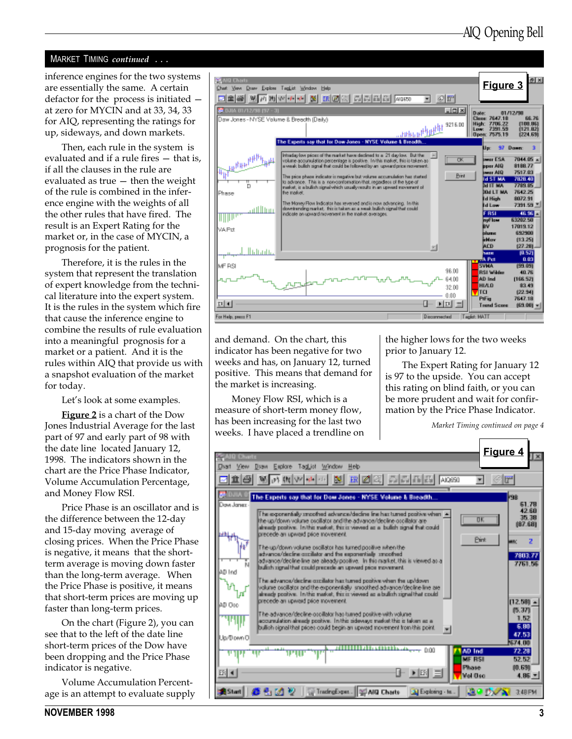## MARKET TIMING *continued . . .*

inference engines for the two systems are essentially the same. A certain defactor for the process is initiated — at zero for MYCIN and at 33, 34, 33 for AIQ, representing the ratings for up, sideways, and down markets.

Then, each rule in the system is evaluated and if a rule fires — that is, if all the clauses in the rule are evaluated as true — then the weight of the rule is combined in the inference engine with the weights of all the other rules that have fired. The result is an Expert Rating for the market or, in the case of MYCIN, a prognosis for the patient.

Therefore, it is the rules in the system that represent the translation of expert knowledge from the technical literature into the expert system. It is the rules in the system which fire that cause the inference engine to combine the results of rule evaluation into a meaningful prognosis for a market or a patient. And it is the rules within AIQ that provide us with a snapshot evaluation of the market for today.

Let's look at some examples.

**Figure 2** is a chart of the Dow Jones Industrial Average for the last part of 97 and early part of 98 with the date line located January 12, 1998. The indicators shown in the chart are the Price Phase Indicator, Volume Accumulation Percentage, and Money Flow RSI.

Price Phase is an oscillator and is the difference between the 12-day and 15-day moving average of closing prices. When the Price Phase is negative, it means that the short-term average is moving down faster than the long-term average. When the Price Phase is positive, it means that short-term prices are moving up faster than long-term prices.

On the chart (Figure 2), you can see that to the left of the date line short-term prices of the Dow have been dropping and the Price Phase indicator is negative.

Volume Accumulation Percentage is an attempt to evaluate supply and demand. On the chart, this indicator has been negative for two weeks and has, on January 12, turned positive. This means that demand for the market is increasing.

Money Flow RSI, which is a measure of short-term money flow, has been increasing for the last two weeks. I have placed a trendline on the higher lows for the two weeks prior to January 12.

The Expert Rating for January 12 is 97 to the upside. You can accept this rating on blind faith, or you can be more prudent and wait for confirmation by the Price Phase Indicator.

*Market Timing continued on page 4*

**Figure 3**

**Figure 4**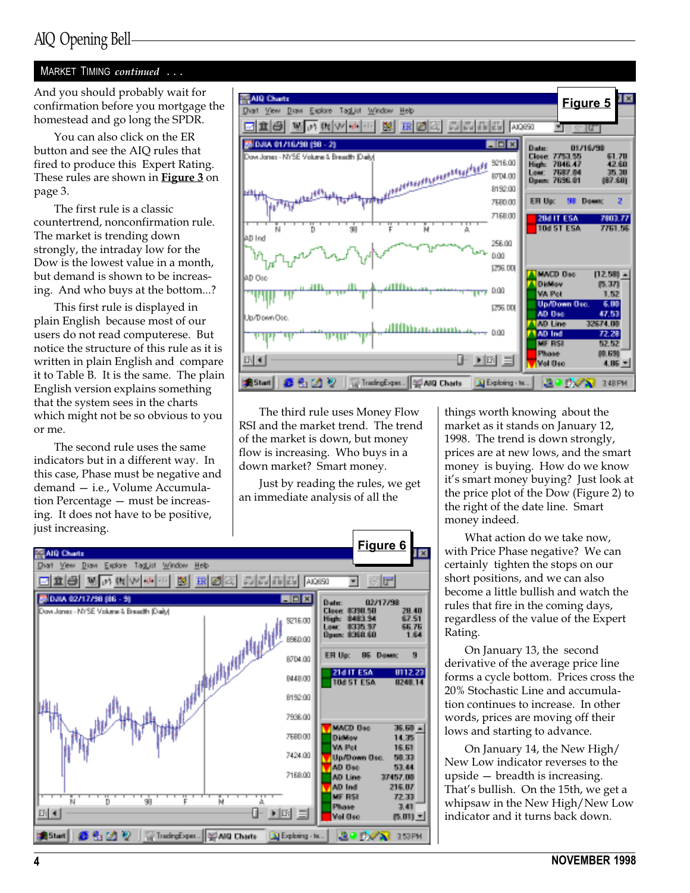## MARKET TIMING *continued* . . .

And you should probably wait for confirmation before you mortgage the homestead and go long the SPDR.

You can also click on the ER button and see the AIQ rules that fired to produce this Expert Rating. These rules are shown in **Figure 3** on page 3.

The first rule is a classic countertrend, nonconfirmation rule. The market is trending down strongly, the intraday low for the Dow is the lowest value in a month, but demand is shown to be increasing. And who buys at the bottom...?

This first rule is displayed in plain English because most of our users do not read computerese. But notice the structure of this rule as it is written in plain English and compare it to Table B. It is the same. The plain English version explains something that the system sees in the charts which might not be so obvious to you or me.

The second rule uses the same indicators but in a different way. In this case, Phase must be negative and demand — i.e., Volume Accumulation Percentage — must be increasing. It does not have to be positive, just increasing.

**Figure 5**

AIQ Charts
DJIA 01/16/98 (98 - 2)
Dow Jones - NYSE Volume & Breadth [Daily]
Date: 01/16/98
Close: 7753.55 61.78
High: 7846.47 42.60
Low: 7687.04 35.38
Open: 7696.01 (87.68)
ER Up: 98 Down: 2
28d IT ESA 7803.77
10d ST ESA 7761.56
MACD Osc (12.58)
DirMov (5.37)
VA Pct 1.52
Up/Down Osc. 6.80
AD Osc 47.53
AD Line 32674.00
AD Ind 72.28
MF RSI 52.52
Phase (0.69)
Vol Osc 4.86

The third rule uses Money Flow RSI and the market trend. The trend of the market is down, but money flow is increasing. Who buys in a down market? Smart money.

Just by reading the rules, we get an immediate analysis of all the things worth knowing about the market as it stands on January 12, 1998. The trend is down strongly, prices are at new lows, and the smart money is buying. How do we know it's smart money buying? Just look at the price plot of the Dow (Figure 2) to the right of the date line. Smart money indeed.

What action do we take now, with Price Phase negative? We can certainly tighten the stops on our short positions, and we can also become a little bullish and watch the rules that fire in the coming days, regardless of the value of the Expert Rating.

On January 13, the second derivative of the average price line forms a cycle bottom. Prices cross the 20% Stochastic Line and accumulation continues to increase. In other words, prices are moving off their lows and starting to advance.

On January 14, the New High/New Low indicator reverses to the upside — breadth is increasing. That's bullish. On the 15th, we get a whipsaw in the New High/New Low indicator and it turns back down.

**Figure 6**

AIQ Charts
DJIA 02/17/98 (86 - 9)
Dow Jones - NYSE Volume & Breadth [Daily]
Date: 02/17/98
Close: 8398.50 28.40
High: 8483.94 67.51
Low: 8335.97 66.76
Open: 8368.60 1.64
ER Up: 86 Down: 9
21d IT ESA 8112.23
10d ST ESA 8248.14
MACD Osc 36.60
DirMov 14.35
VA Pct 16.61
Up/Down Osc. 50.33
AD Osc 53.44
AD Line 37457.00
AD Ind 216.07
MF RSI 72.33
Phase 3.41
Vol Osc (5.01)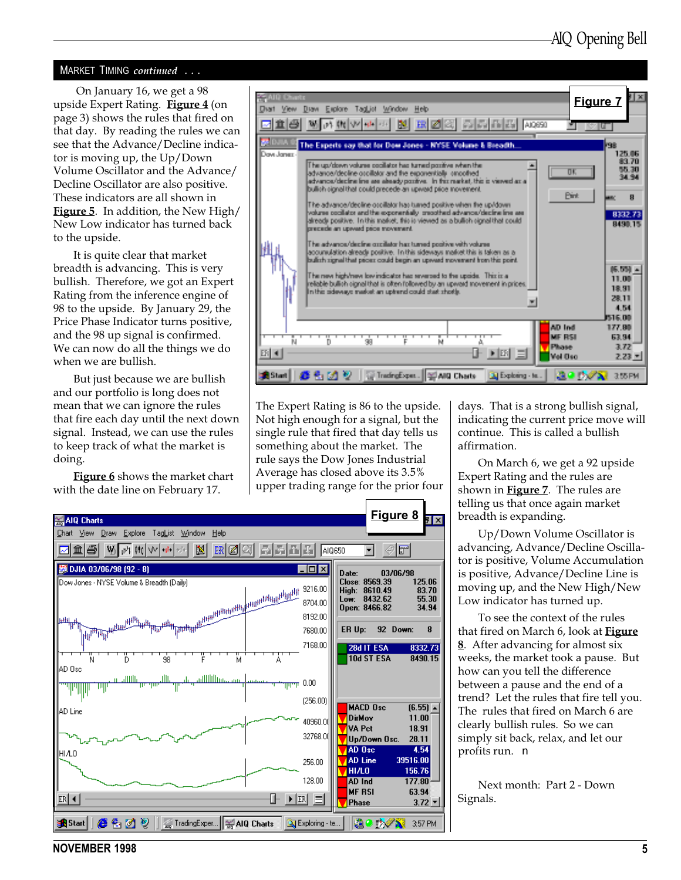## MARKET TIMING *continued* . . .

On January 16, we get a 98 upside Expert Rating. **Figure 4** (on page 3) shows the rules that fired on that day. By reading the rules we can see that the Advance/Decline indicator is moving up, the Up/Down Volume Oscillator and the Advance/Decline Oscillator are also positive. These indicators are all shown in **Figure 5**. In addition, the New High/New Low indicator has turned back to the upside.

It is quite clear that market breadth is advancing. This is very bullish. Therefore, we got an Expert Rating from the inference engine of 98 to the upside. By January 29, the Price Phase Indicator turns positive, and the 98 up signal is confirmed. We can now do all the things we do when we are bullish.

But just because we are bullish and our portfolio is long does not mean that we can ignore the rules that fire each day until the next down signal. Instead, we can use the rules to keep track of what the market is doing.

**Figure 6** shows the market chart with the date line on February 17. The Expert Rating is 86 to the upside. Not high enough for a signal, but the single rule that fired that day tells us something about the market. The rule says the Dow Jones Industrial Average has closed above its 3.5% upper trading range for the prior four days. That is a strong bullish signal, indicating the current price move will continue. This is called a bullish affirmation.

**Figure 7**

The Experts say that for Dow Jones - NYSE Volume & Breadth...

The up/down volume oscillator has turned positive when the advance/decline oscillator and the exponentially smoothed advance/decline line are already positive. In this market, this is viewed as a bullish signal that could precede an upward price movement.

The advance/decline oscillator has turned positive when the up/down volume oscillator and the exponentially smoothed advance/decline line are already positive. In this market, this is viewed as a bullish signal that could precede an upward price movement.

The advance/decline oscillator has turned positive with volume accumulation already positive. In this sideways market this is taken as a bullish signal that prices could begin an upward movement from this point.

The new high/new low indicator has reversed to the upside. This is a reliable bullish signal that is often followed by an upward movement in prices. In this sideways market an uptrend could start shortly.

On March 6, we get a 92 upside Expert Rating and the rules are shown in **Figure 7**. The rules are telling us that once again market breadth is expanding.

Up/Down Volume Oscillator is advancing, Advance/Decline Oscillator is positive, Volume Accumulation is positive, Advance/Decline Line is moving up, and the New High/New Low indicator has turned up.

To see the context of the rules that fired on March 6, look at **Figure 8**. After advancing for almost six weeks, the market took a pause. But how can you tell the difference between a pause and the end of a trend? Let the rules that fire tell you. The rules that fired on March 6 are clearly bullish rules. So we can simply sit back, relax, and let our profits run. ■

**Figure 8**

DJIA 03/06/98 (92 - 8)

Dow Jones - NYSE Volume & Breadth (Daily)

Date: 03/06/98
Close: 8569.39 125.06
High: 8610.49 83.70
Low: 8432.62 55.30
Open: 8466.82 34.94

ER Up: 92 Down: 8

28d IT ESA 8332.73
10d ST ESA 8490.15

MACD Osc (6.55)
DirMov 11.00
VA Pct 18.91
Up/Down Osc. 28.11
AD Osc 4.54
AD Line 39516.00
HI/LO 156.76
AD Ind 177.80
MF RSI 63.94
Phase 3.72

Next month: Part 2 - Down Signals.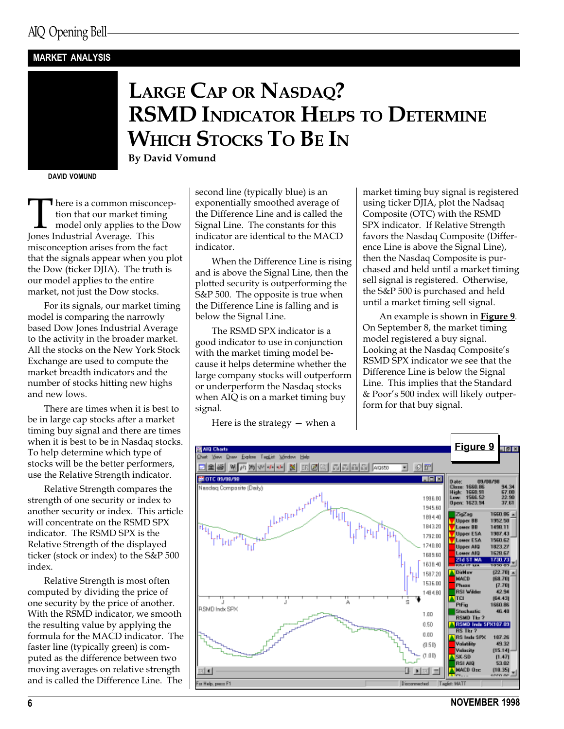MARKET ANALYSIS

# Large Cap or Nasdaq? RSMD Indicator Helps to Determine Which Stocks To Be In

**By David Vomund**

DAVID VOMUND

There is a common misconception that our market timing model only applies to the Dow Jones Industrial Average. This misconception arises from the fact that the signals appear when you plot the Dow (ticker DJIA). The truth is our model applies to the entire market, not just the Dow stocks.

For its signals, our market timing model is comparing the narrowly based Dow Jones Industrial Average to the activity in the broader market. All the stocks on the New York Stock Exchange are used to compute the market breadth indicators and the number of stocks hitting new highs and new lows.

There are times when it is best to be in large cap stocks after a market timing buy signal and there are times when it is best to be in Nasdaq stocks. To help determine which type of stocks will be the better performers, use the Relative Strength indicator.

Relative Strength compares the strength of one security or index to another security or index. This article will concentrate on the RSMD SPX indicator. The RSMD SPX is the Relative Strength of the displayed ticker (stock or index) to the S&P 500 index.

Relative Strength is most often computed by dividing the price of one security by the price of another. With the RSMD indicator, we smooth the resulting value by applying the formula for the MACD indicator. The faster line (typically green) is computed as the difference between two moving averages on relative strength and is called the Difference Line. The second line (typically blue) is an exponentially smoothed average of the Difference Line and is called the Signal Line. The constants for this indicator are identical to the MACD indicator.

When the Difference Line is rising and is above the Signal Line, then the plotted security is outperforming the S&P 500. The opposite is true when the Difference Line is falling and is below the Signal Line.

The RSMD SPX indicator is a good indicator to use in conjunction with the market timing model because it helps determine whether the large company stocks will outperform or underperform the Nasdaq stocks when AIQ is on a market timing buy signal.

Here is the strategy — when a market timing buy signal is registered using ticker DJIA, plot the Nadsaq Composite (OTC) with the RSMD SPX indicator. If Relative Strength favors the Nasdaq Composite (Difference Line is above the Signal Line), then the Nasdaq Composite is purchased and held until a market timing sell signal is registered. Otherwise, the S&P 500 is purchased and held until a market timing sell signal.

An example is shown in **Figure 9**. On September 8, the market timing model registered a buy signal. Looking at the Nasdaq Composite's RSMD SPX indicator we see that the Difference Line is below the Signal Line. This implies that the Standard & Poor's 500 index will likely outperform for that buy signal.

**Figure 9**

AIQ Charts
OTC 09/08/98
Nasdaq Composite (Daily)
1996.80
1945.60
1894.40
1843.20
1792.00
1740.80
1689.60
1638.40
1587.20
1536.00
1484.80
J J A S
RSMD Indx SPX
1.00
0.50
0.00
(0.50)
(1.00)

Date: 09/08/98
Close: 1660.86 94.34
High: 1660.91 67.08
Low: 1566.52 22.90
Open: 1623.94 37.61

ZigZag 1660.86
Upper BB 1952.50
Lower BB 1498.11
Upper ESA 1987.43
Lower ESA 1560.62
Upper AIQ 1823.27
Lower AIQ 1628.67
21d ST MA 1730.73
DirMov (22.78)
MACD (68.70)
Phase (7.70)
RSI Wilder 42.94
TCI (64.43)
PtFig 1660.86
Stochastic 46.48
RSMD Tkr ?
RSMD Indx SPX 107.89
RS Tkr ?
RS Indx SPX 107.26
Volatility 49.32
Velocity (15.14)
SK-SD (1.47)
RSI AIQ 53.02
MACD Osc (10.35)

For Help, press F1 Disconnected Taglist: MATT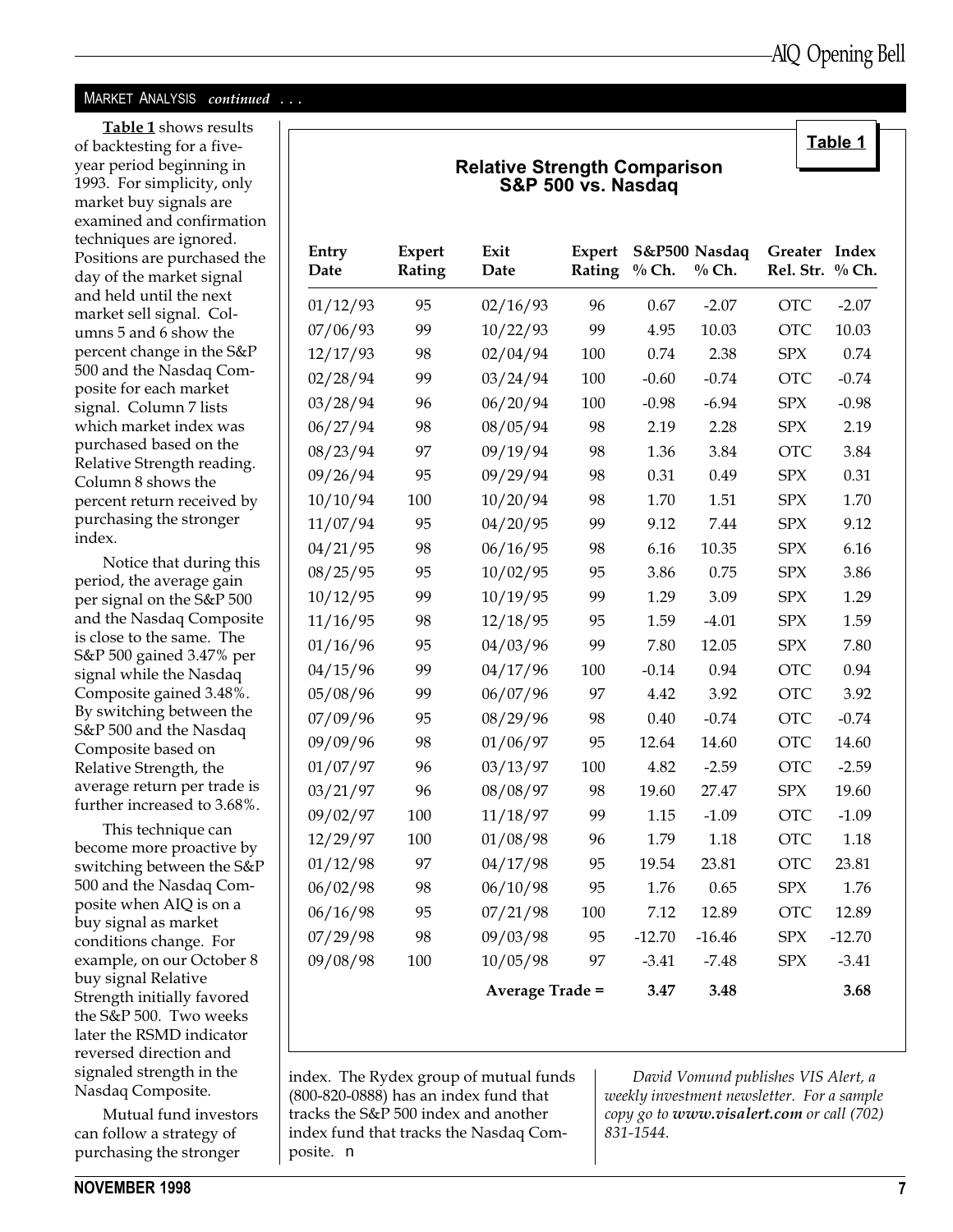MARKET ANALYSIS *continued* . . .

**Table 1** shows results of backtesting for a five-year period beginning in 1993. For simplicity, only market buy signals are examined and confirmation techniques are ignored. Positions are purchased the day of the market signal and held until the next market sell signal. Columns 5 and 6 show the percent change in the S&P 500 and the Nasdaq Composite for each market signal. Column 7 lists which market index was purchased based on the Relative Strength reading. Column 8 shows the percent return received by purchasing the stronger index.

Notice that during this period, the average gain per signal on the S&P 500 and the Nasdaq Composite is close to the same. The S&P 500 gained 3.47% per signal while the Nasdaq Composite gained 3.48%. By switching between the S&P 500 and the Nasdaq Composite based on Relative Strength, the average return per trade is further increased to 3.68%.

This technique can become more proactive by switching between the S&P 500 and the Nasdaq Composite when AIQ is on a buy signal as market conditions change. For example, on our October 8 buy signal Relative Strength initially favored the S&P 500. Two weeks later the RSMD indicator reversed direction and signaled strength in the Nasdaq Composite.

Mutual fund investors can follow a strategy of purchasing the stronger index. The Rydex group of mutual funds (800-820-0888) has an index fund that tracks the S&P 500 index and another index fund that tracks the Nasdaq Composite. ■

**Table 1**

**Relative Strength Comparison S&P 500 vs. Nasdaq**

| Entry Date | Expert Rating | Exit Date | Expert Rating | S&P500 % Ch. | Nasdaq % Ch. | Greater Rel. Str. | Index % Ch. |
|---|---|---|---|---|---|---|---|
| 01/12/93 | 95 | 02/16/93 | 96 | 0.67 | -2.07 | OTC | -2.07 |
| 07/06/93 | 99 | 10/22/93 | 99 | 4.95 | 10.03 | OTC | 10.03 |
| 12/17/93 | 98 | 02/04/94 | 100 | 0.74 | 2.38 | SPX | 0.74 |
| 02/28/94 | 99 | 03/24/94 | 100 | -0.60 | -0.74 | OTC | -0.74 |
| 03/28/94 | 96 | 06/20/94 | 100 | -0.98 | -6.94 | SPX | -0.98 |
| 06/27/94 | 98 | 08/05/94 | 98 | 2.19 | 2.28 | SPX | 2.19 |
| 08/23/94 | 97 | 09/19/94 | 98 | 1.36 | 3.84 | OTC | 3.84 |
| 09/26/94 | 95 | 09/29/94 | 98 | 0.31 | 0.49 | SPX | 0.31 |
| 10/10/94 | 100 | 10/20/94 | 98 | 1.70 | 1.51 | SPX | 1.70 |
| 11/07/94 | 95 | 04/20/95 | 99 | 9.12 | 7.44 | SPX | 9.12 |
| 04/21/95 | 98 | 06/16/95 | 98 | 6.16 | 10.35 | SPX | 6.16 |
| 08/25/95 | 95 | 10/02/95 | 95 | 3.86 | 0.75 | SPX | 3.86 |
| 10/12/95 | 99 | 10/19/95 | 99 | 1.29 | 3.09 | SPX | 1.29 |
| 11/16/95 | 98 | 12/18/95 | 95 | 1.59 | -4.01 | SPX | 1.59 |
| 01/16/96 | 95 | 04/03/96 | 99 | 7.80 | 12.05 | SPX | 7.80 |
| 04/15/96 | 99 | 04/17/96 | 100 | -0.14 | 0.94 | OTC | 0.94 |
| 05/08/96 | 99 | 06/07/96 | 97 | 4.42 | 3.92 | OTC | 3.92 |
| 07/09/96 | 95 | 08/29/96 | 98 | 0.40 | -0.74 | OTC | -0.74 |
| 09/09/96 | 98 | 01/06/97 | 95 | 12.64 | 14.60 | OTC | 14.60 |
| 01/07/97 | 96 | 03/13/97 | 100 | 4.82 | -2.59 | OTC | -2.59 |
| 03/21/97 | 96 | 08/08/97 | 98 | 19.60 | 27.47 | SPX | 19.60 |
| 09/02/97 | 100 | 11/18/97 | 99 | 1.15 | -1.09 | OTC | -1.09 |
| 12/29/97 | 100 | 01/08/98 | 96 | 1.79 | 1.18 | OTC | 1.18 |
| 01/12/98 | 97 | 04/17/98 | 95 | 19.54 | 23.81 | OTC | 23.81 |
| 06/02/98 | 98 | 06/10/98 | 95 | 1.76 | 0.65 | SPX | 1.76 |
| 06/16/98 | 95 | 07/21/98 | 100 | 7.12 | 12.89 | OTC | 12.89 |
| 07/29/98 | 98 | 09/03/98 | 95 | -12.70 | -16.46 | SPX | -12.70 |
| 09/08/98 | 100 | 10/05/98 | 97 | -3.41 | -7.48 | SPX | -3.41 |
| | | **Average Trade =** | | **3.47** | **3.48** | | **3.68** |

*David Vomund publishes VIS Alert, a weekly investment newsletter. For a sample copy go to **www.visalert.com** or call (702) 831-1544.*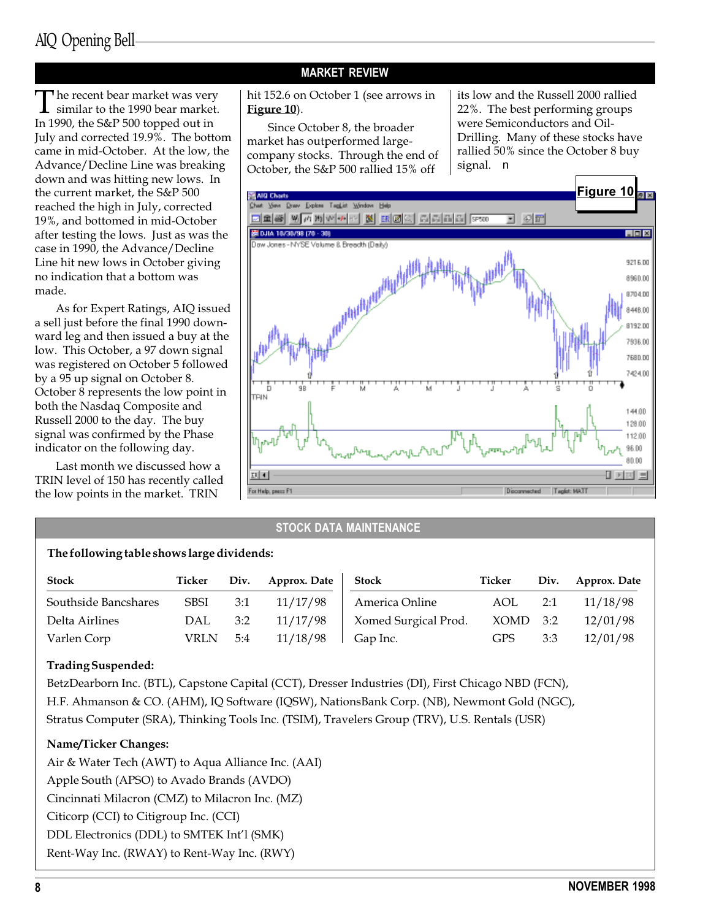## MARKET REVIEW

The recent bear market was very similar to the 1990 bear market. In 1990, the S&P 500 topped out in July and corrected 19.9%. The bottom came in mid-October. At the low, the Advance/Decline Line was breaking down and was hitting new lows. In the current market, the S&P 500 reached the high in July, corrected 19%, and bottomed in mid-October after testing the lows. Just as was the case in 1990, the Advance/Decline Line hit new lows in October giving no indication that a bottom was made.

As for Expert Ratings, AIQ issued a sell just before the final 1990 downward leg and then issued a buy at the low. This October, a 97 down signal was registered on October 5 followed by a 95 up signal on October 8. October 8 represents the low point in both the Nasdaq Composite and Russell 2000 to the day. The buy signal was confirmed by the Phase indicator on the following day.

Last month we discussed how a TRIN level of 150 has recently called the low points in the market. TRIN hit 152.6 on October 1 (see arrows in **Figure 10**).

Since October 8, the broader market has outperformed large-company stocks. Through the end of October, the S&P 500 rallied 15% off its low and the Russell 2000 rallied 22%. The best performing groups were Semiconductors and Oil-Drilling. Many of these stocks have rallied 50% since the October 8 buy signal. ■

**Figure 10**

AIQ Charts
Chart View Draw Explore TagList Window Help
SP500
DJIA 10/30/98 (70 - 38)
Dow Jones - NYSE Volume & Breadth (Daily)
9216.00
8960.00
8704.00
8448.00
8192.00
7936.00
7680.00
7424.00
D 98 F M A M J J A S O
TRIN
144.00
128.00
112.00
96.00
80.00
For Help, press F1 Disconnected Taglist: MATT

## STOCK DATA MAINTENANCE

**The following table shows large dividends:**

| Stock | Ticker | Div. | Approx. Date | Stock | Ticker | Div. | Approx. Date |
|---|---|---|---|---|---|---|---|
| Southside Bancshares | SBSI | 3:1 | 11/17/98 | America Online | AOL | 2:1 | 11/18/98 |
| Delta Airlines | DAL | 3:2 | 11/17/98 | Xomed Surgical Prod. | XOMD | 3:2 | 12/01/98 |
| Varlen Corp | VRLN | 5:4 | 11/18/98 | Gap Inc. | GPS | 3:3 | 12/01/98 |

**Trading Suspended:**

BetzDearborn Inc. (BTL), Capstone Capital (CCT), Dresser Industries (DI), First Chicago NBD (FCN), H.F. Ahmanson & CO. (AHM), IQ Software (IQSW), NationsBank Corp. (NB), Newmont Gold (NGC), Stratus Computer (SRA), Thinking Tools Inc. (TSIM), Travelers Group (TRV), U.S. Rentals (USR)

**Name/Ticker Changes:**

Air & Water Tech (AWT) to Aqua Alliance Inc. (AAI)
Apple South (APSO) to Avado Brands (AVDO)
Cincinnati Milacron (CMZ) to Milacron Inc. (MZ)
Citicorp (CCI) to Citigroup Inc. (CCI)
DDL Electronics (DDL) to SMTEK Int'l (SMK)
Rent-Way Inc. (RWAY) to Rent-Way Inc. (RWY)